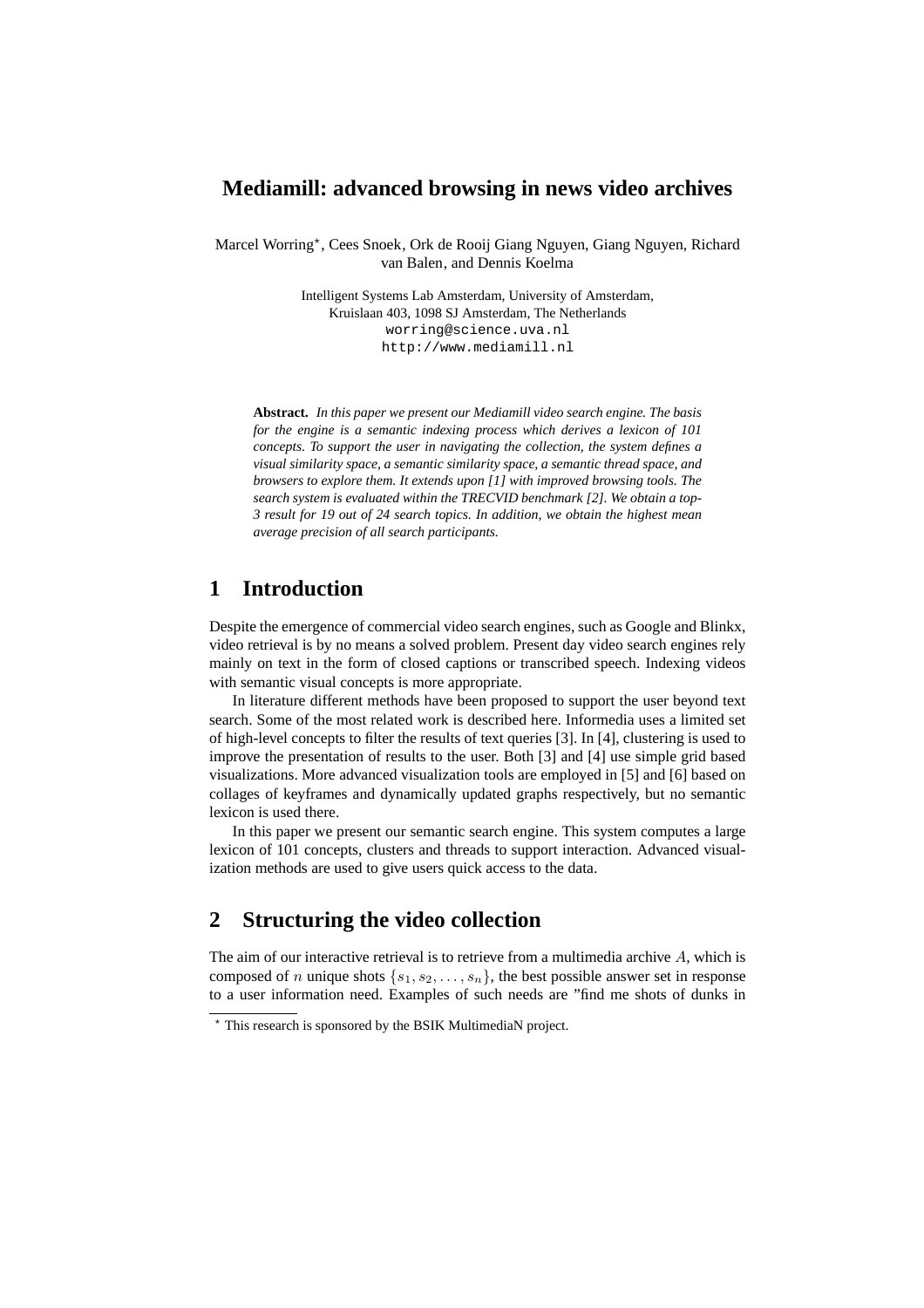# Mediamill: advanced browsing in news video archives

Marcel Worring*, Cees Snoek, Ork de Rooij Giang Nguyen, Giang Nguyen, Richard van Balen, and Dennis Koelma

Intelligent Systems Lab Amsterdam, University of Amsterdam,
Kruislaan 403, 1098 SJ Amsterdam, The Netherlands
worring@science.uva.nl
http://www.mediamill.nl

**Abstract.** *In this paper we present our Mediamill video search engine. The basis for the engine is a semantic indexing process which derives a lexicon of 101 concepts. To support the user in navigating the collection, the system defines a visual similarity space, a semantic similarity space, a semantic thread space, and browsers to explore them. It extends upon [1] with improved browsing tools. The search system is evaluated within the TRECVID benchmark [2]. We obtain a top-3 result for 19 out of 24 search topics. In addition, we obtain the highest mean average precision of all search participants.*

## 1 Introduction

Despite the emergence of commercial video search engines, such as Google and Blinkx, video retrieval is by no means a solved problem. Present day video search engines rely mainly on text in the form of closed captions or transcribed speech. Indexing videos with semantic visual concepts is more appropriate.

In literature different methods have been proposed to support the user beyond text search. Some of the most related work is described here. Informedia uses a limited set of high-level concepts to filter the results of text queries [3]. In [4], clustering is used to improve the presentation of results to the user. Both [3] and [4] use simple grid based visualizations. More advanced visualization tools are employed in [5] and [6] based on collages of keyframes and dynamically updated graphs respectively, but no semantic lexicon is used there.

In this paper we present our semantic search engine. This system computes a large lexicon of 101 concepts, clusters and threads to support interaction. Advanced visualization methods are used to give users quick access to the data.

## 2 Structuring the video collection

The aim of our interactive retrieval is to retrieve from a multimedia archive $A$, which is composed of $n$ unique shots $\{s_1, s_2, \ldots, s_n\}$, the best possible answer set in response to a user information need. Examples of such needs are "find me shots of dunks in

---

* This research is sponsored by the BSIK MultimediaN project.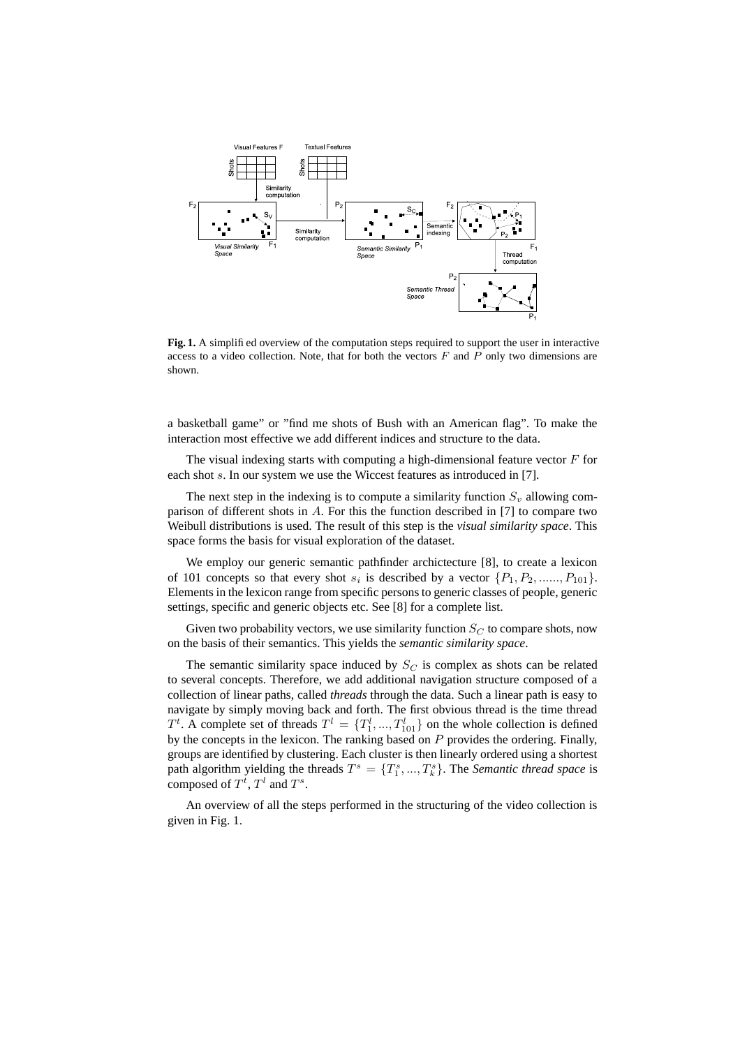**Fig. 1.** A simplified overview of the computation steps required to support the user in interactive access to a video collection. Note, that for both the vectors $F$ and $P$ only two dimensions are shown.

a basketball game" or "find me shots of Bush with an American flag". To make the interaction most effective we add different indices and structure to the data.

The visual indexing starts with computing a high-dimensional feature vector $F$ for each shot $s$. In our system we use the Wiccest features as introduced in [7].

The next step in the indexing is to compute a similarity function $S_v$ allowing comparison of different shots in $A$. For this the function described in [7] to compare two Weibull distributions is used. The result of this step is the *visual similarity space*. This space forms the basis for visual exploration of the dataset.

We employ our generic semantic pathfinder archictecture [8], to create a lexicon of 101 concepts so that every shot $s_i$ is described by a vector $\{P_1, P_2, ......, P_{101}\}$. Elements in the lexicon range from specific persons to generic classes of people, generic settings, specific and generic objects etc. See [8] for a complete list.

Given two probability vectors, we use similarity function $S_C$ to compare shots, now on the basis of their semantics. This yields the *semantic similarity space*.

The semantic similarity space induced by $S_C$ is complex as shots can be related to several concepts. Therefore, we add additional navigation structure composed of a collection of linear paths, called *threads* through the data. Such a linear path is easy to navigate by simply moving back and forth. The first obvious thread is the time thread $T^t$. A complete set of threads $T^l = \{T^l_1, ..., T^l_{101}\}$ on the whole collection is defined by the concepts in the lexicon. The ranking based on $P$ provides the ordering. Finally, groups are identified by clustering. Each cluster is then linearly ordered using a shortest path algorithm yielding the threads $T^s = \{T^s_1, ..., T^s_k\}$. The *Semantic thread space* is composed of $T^t$, $T^l$ and $T^s$.

An overview of all the steps performed in the structuring of the video collection is given in Fig. 1.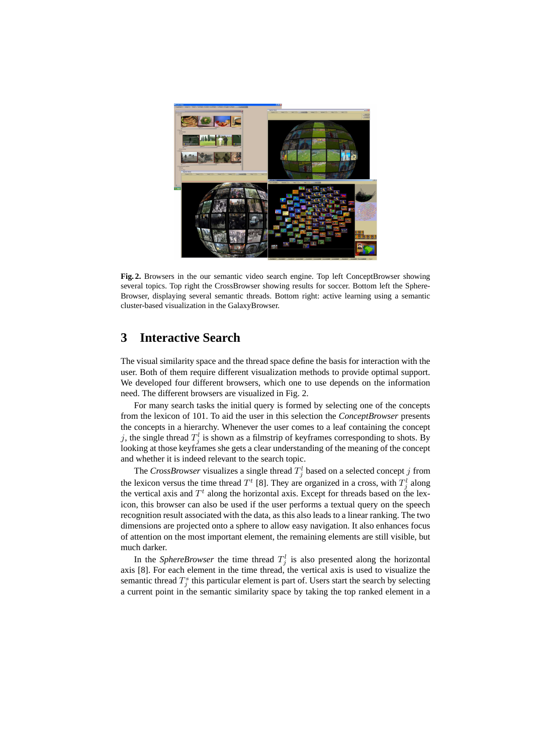**Fig. 2.** Browsers in the our semantic video search engine. Top left ConceptBrowser showing several topics. Top right the CrossBrowser showing results for soccer. Bottom left the SphereBrowser, displaying several semantic threads. Bottom right: active learning using a semantic cluster-based visualization in the GalaxyBrowser.

## 3 Interactive Search

The visual similarity space and the thread space define the basis for interaction with the user. Both of them require different visualization methods to provide optimal support. We developed four different browsers, which one to use depends on the information need. The different browsers are visualized in Fig. 2.

For many search tasks the initial query is formed by selecting one of the concepts from the lexicon of 101. To aid the user in this selection the *ConceptBrowser* presents the concepts in a hierarchy. Whenever the user comes to a leaf containing the concept $j$, the single thread $T_j^l$ is shown as a filmstrip of keyframes corresponding to shots. By looking at those keyframes she gets a clear understanding of the meaning of the concept and whether it is indeed relevant to the search topic.

The *CrossBrowser* visualizes a single thread $T_j^l$ based on a selected concept $j$ from the lexicon versus the time thread $T^t$ [8]. They are organized in a cross, with $T_j^l$ along the vertical axis and $T^t$ along the horizontal axis. Except for threads based on the lexicon, this browser can also be used if the user performs a textual query on the speech recognition result associated with the data, as this also leads to a linear ranking. The two dimensions are projected onto a sphere to allow easy navigation. It also enhances focus of attention on the most important element, the remaining elements are still visible, but much darker.

In the *SphereBrowser* the time thread $T_j^l$ is also presented along the horizontal axis [8]. For each element in the time thread, the vertical axis is used to visualize the semantic thread $T_j^s$ this particular element is part of. Users start the search by selecting a current point in the semantic similarity space by taking the top ranked element in a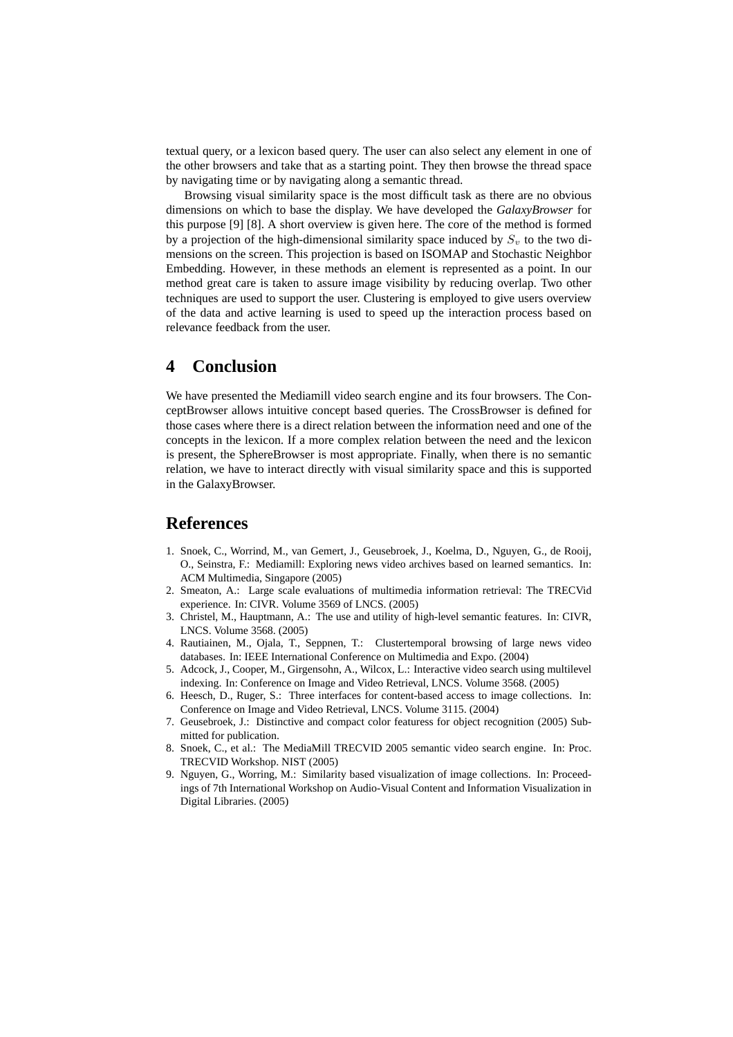textual query, or a lexicon based query. The user can also select any element in one of the other browsers and take that as a starting point. They then browse the thread space by navigating time or by navigating along a semantic thread.

Browsing visual similarity space is the most difficult task as there are no obvious dimensions on which to base the display. We have developed the *GalaxyBrowser* for this purpose [9] [8]. A short overview is given here. The core of the method is formed by a projection of the high-dimensional similarity space induced by $S_v$ to the two dimensions on the screen. This projection is based on ISOMAP and Stochastic Neighbor Embedding. However, in these methods an element is represented as a point. In our method great care is taken to assure image visibility by reducing overlap. Two other techniques are used to support the user. Clustering is employed to give users overview of the data and active learning is used to speed up the interaction process based on relevance feedback from the user.

## 4 Conclusion

We have presented the Mediamill video search engine and its four browsers. The ConceptBrowser allows intuitive concept based queries. The CrossBrowser is defined for those cases where there is a direct relation between the information need and one of the concepts in the lexicon. If a more complex relation between the need and the lexicon is present, the SphereBrowser is most appropriate. Finally, when there is no semantic relation, we have to interact directly with visual similarity space and this is supported in the GalaxyBrowser.

## References

1. Snoek, C., Worrind, M., van Gemert, J., Geusebroek, J., Koelma, D., Nguyen, G., de Rooij, O., Seinstra, F.: Mediamill: Exploring news video archives based on learned semantics. In: ACM Multimedia, Singapore (2005)
2. Smeaton, A.: Large scale evaluations of multimedia information retrieval: The TRECVid experience. In: CIVR. Volume 3569 of LNCS. (2005)
3. Christel, M., Hauptmann, A.: The use and utility of high-level semantic features. In: CIVR, LNCS. Volume 3568. (2005)
4. Rautiainen, M., Ojala, T., Seppnen, T.: Clustertemporal browsing of large news video databases. In: IEEE International Conference on Multimedia and Expo. (2004)
5. Adcock, J., Cooper, M., Girgensohn, A., Wilcox, L.: Interactive video search using multilevel indexing. In: Conference on Image and Video Retrieval, LNCS. Volume 3568. (2005)
6. Heesch, D., Ruger, S.: Three interfaces for content-based access to image collections. In: Conference on Image and Video Retrieval, LNCS. Volume 3115. (2004)
7. Geusebroek, J.: Distinctive and compact color featuress for object recognition (2005) Submitted for publication.
8. Snoek, C., et al.: The MediaMill TRECVID 2005 semantic video search engine. In: Proc. TRECVID Workshop. NIST (2005)
9. Nguyen, G., Worring, M.: Similarity based visualization of image collections. In: Proceedings of 7th International Workshop on Audio-Visual Content and Information Visualization in Digital Libraries. (2005)